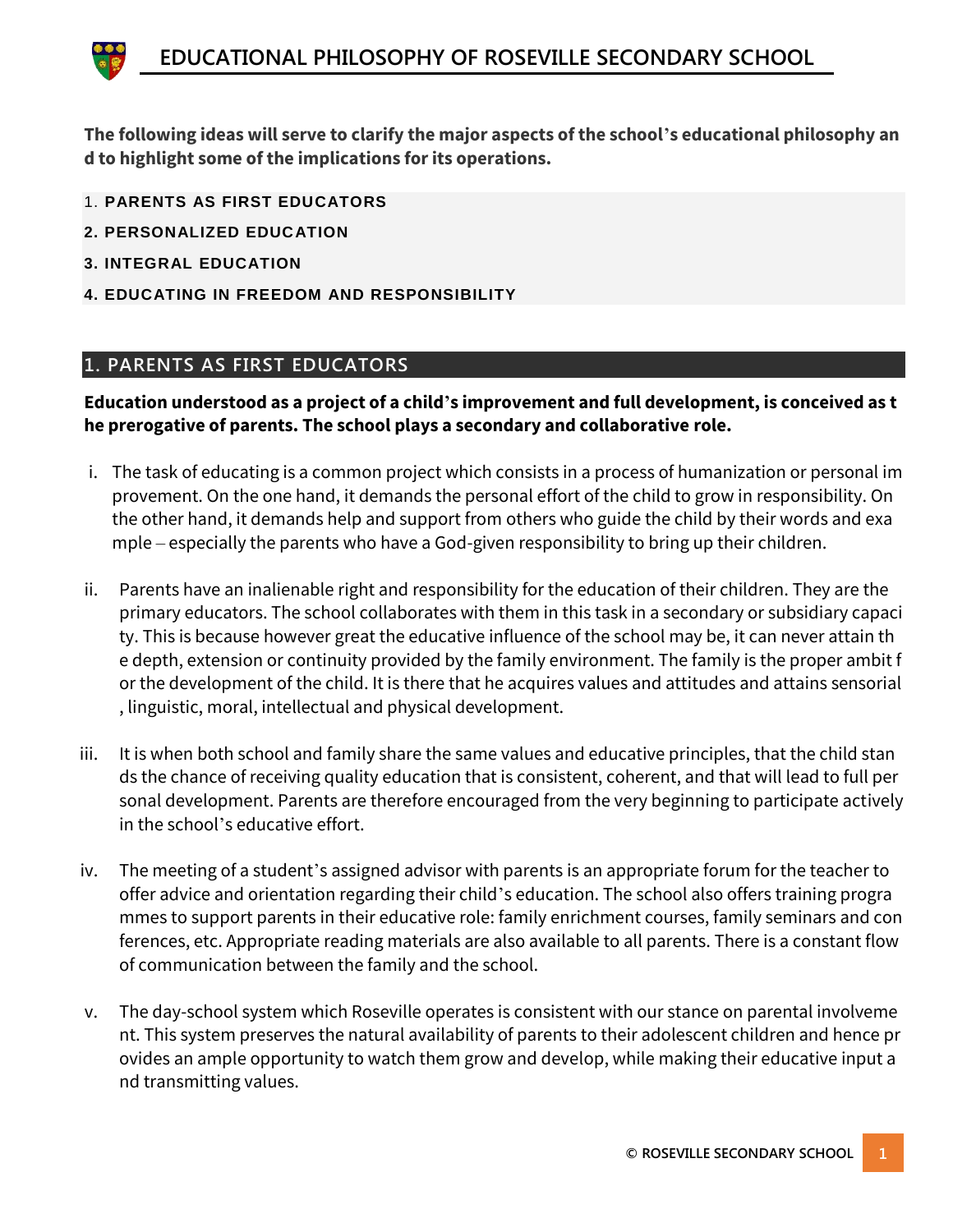# EDUCATIONAL PHILOSOPHY OF ROSEVILLE SECONDARY SCHOOL

**The following ideas will serve to clarify the major aspects of the school's educational philosophy and to highlight some of the implications for its operations.**

1. **PARENTS AS FIRST EDUCATORS**
2. **PERSONALIZED EDUCATION**
3. **INTEGRAL EDUCATION**
4. **EDUCATING IN FREEDOM AND RESPONSIBILITY**

## 1. PARENTS AS FIRST EDUCATORS

**Education understood as a project of a child's improvement and full development, is conceived as the prerogative of parents. The school plays a secondary and collaborative role.**

i. The task of educating is a common project which consists in a process of humanization or personal improvement. On the one hand, it demands the personal effort of the child to grow in responsibility. On the other hand, it demands help and support from others who guide the child by their words and example – especially the parents who have a God-given responsibility to bring up their children.

ii. Parents have an inalienable right and responsibility for the education of their children. They are the primary educators. The school collaborates with them in this task in a secondary or subsidiary capacity. This is because however great the educative influence of the school may be, it can never attain the depth, extension or continuity provided by the family environment. The family is the proper ambit for the development of the child. It is there that he acquires values and attitudes and attains sensorial, linguistic, moral, intellectual and physical development.

iii. It is when both school and family share the same values and educative principles, that the child stands the chance of receiving quality education that is consistent, coherent, and that will lead to full personal development. Parents are therefore encouraged from the very beginning to participate actively in the school's educative effort.

iv. The meeting of a student's assigned advisor with parents is an appropriate forum for the teacher to offer advice and orientation regarding their child's education. The school also offers training programmes to support parents in their educative role: family enrichment courses, family seminars and conferences, etc. Appropriate reading materials are also available to all parents. There is a constant flow of communication between the family and the school.

v. The day-school system which Roseville operates is consistent with our stance on parental involvement. This system preserves the natural availability of parents to their adolescent children and hence provides an ample opportunity to watch them grow and develop, while making their educative input and transmitting values.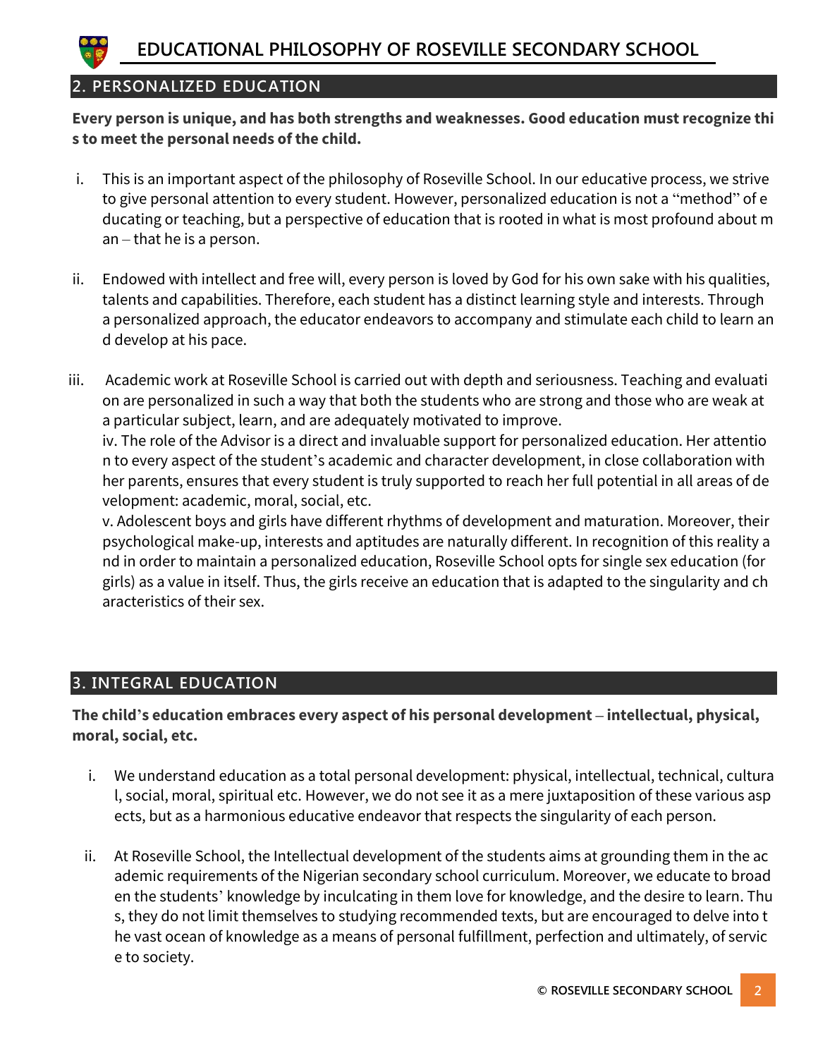## 2. PERSONALIZED EDUCATION

**Every person is unique, and has both strengths and weaknesses. Good education must recognize this to meet the personal needs of the child.**

i. This is an important aspect of the philosophy of Roseville School. In our educative process, we strive to give personal attention to every student. However, personalized education is not a "method" of educating or teaching, but a perspective of education that is rooted in what is most profound about man – that he is a person.

ii. Endowed with intellect and free will, every person is loved by God for his own sake with his qualities, talents and capabilities. Therefore, each student has a distinct learning style and interests. Through a personalized approach, the educator endeavors to accompany and stimulate each child to learn and develop at his pace.

iii. Academic work at Roseville School is carried out with depth and seriousness. Teaching and evaluation are personalized in such a way that both the students who are strong and those who are weak at a particular subject, learn, and are adequately motivated to improve.
iv. The role of the Advisor is a direct and invaluable support for personalized education. Her attention to every aspect of the student's academic and character development, in close collaboration with her parents, ensures that every student is truly supported to reach her full potential in all areas of development: academic, moral, social, etc.
v. Adolescent boys and girls have different rhythms of development and maturation. Moreover, their psychological make-up, interests and aptitudes are naturally different. In recognition of this reality and in order to maintain a personalized education, Roseville School opts for single sex education (for girls) as a value in itself. Thus, the girls receive an education that is adapted to the singularity and characteristics of their sex.

## 3. INTEGRAL EDUCATION

**The child's education embraces every aspect of his personal development – intellectual, physical, moral, social, etc.**

i. We understand education as a total personal development: physical, intellectual, technical, cultural, social, moral, spiritual etc. However, we do not see it as a mere juxtaposition of these various aspects, but as a harmonious educative endeavor that respects the singularity of each person.

ii. At Roseville School, the Intellectual development of the students aims at grounding them in the academic requirements of the Nigerian secondary school curriculum. Moreover, we educate to broaden the students' knowledge by inculcating in them love for knowledge, and the desire to learn. Thus, they do not limit themselves to studying recommended texts, but are encouraged to delve into the vast ocean of knowledge as a means of personal fulfillment, perfection and ultimately, of service to society.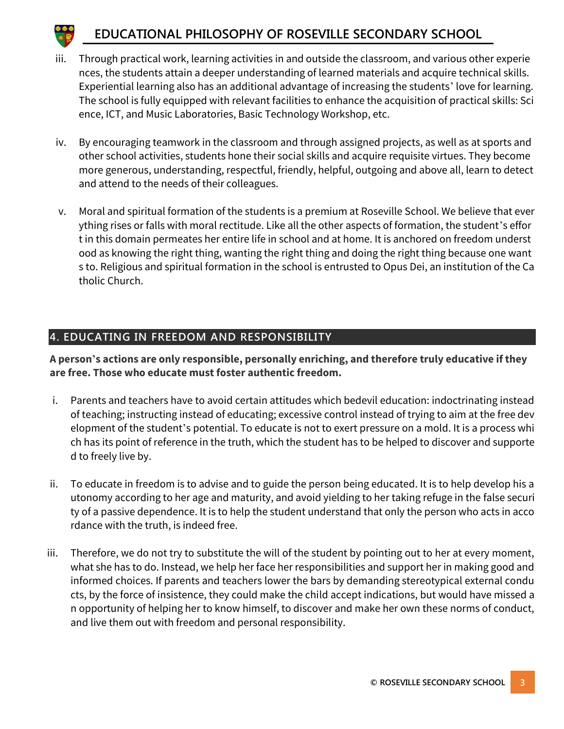iii. Through practical work, learning activities in and outside the classroom, and various other experiences, the students attain a deeper understanding of learned materials and acquire technical skills. Experiential learning also has an additional advantage of increasing the students' love for learning. The school is fully equipped with relevant facilities to enhance the acquisition of practical skills: Science, ICT, and Music Laboratories, Basic Technology Workshop, etc.

iv. By encouraging teamwork in the classroom and through assigned projects, as well as at sports and other school activities, students hone their social skills and acquire requisite virtues. They become more generous, understanding, respectful, friendly, helpful, outgoing and above all, learn to detect and attend to the needs of their colleagues.

v. Moral and spiritual formation of the students is a premium at Roseville School. We believe that everything rises or falls with moral rectitude. Like all the other aspects of formation, the student's effort in this domain permeates her entire life in school and at home. It is anchored on freedom understood as knowing the right thing, wanting the right thing and doing the right thing because one wants to. Religious and spiritual formation in the school is entrusted to Opus Dei, an institution of the Catholic Church.

## 4. EDUCATING IN FREEDOM AND RESPONSIBILITY

**A person's actions are only responsible, personally enriching, and therefore truly educative if they are free. Those who educate must foster authentic freedom.**

i. Parents and teachers have to avoid certain attitudes which bedevil education: indoctrinating instead of teaching; instructing instead of educating; excessive control instead of trying to aim at the free development of the student's potential. To educate is not to exert pressure on a mold. It is a process which has its point of reference in the truth, which the student has to be helped to discover and supported to freely live by.

ii. To educate in freedom is to advise and to guide the person being educated. It is to help develop his autonomy according to her age and maturity, and avoid yielding to her taking refuge in the false security of a passive dependence. It is to help the student understand that only the person who acts in accordance with the truth, is indeed free.

iii. Therefore, we do not try to substitute the will of the student by pointing out to her at every moment, what she has to do. Instead, we help her face her responsibilities and support her in making good and informed choices. If parents and teachers lower the bars by demanding stereotypical external conducts, by the force of insistence, they could make the child accept indications, but would have missed an opportunity of helping her to know himself, to discover and make her own these norms of conduct, and live them out with freedom and personal responsibility.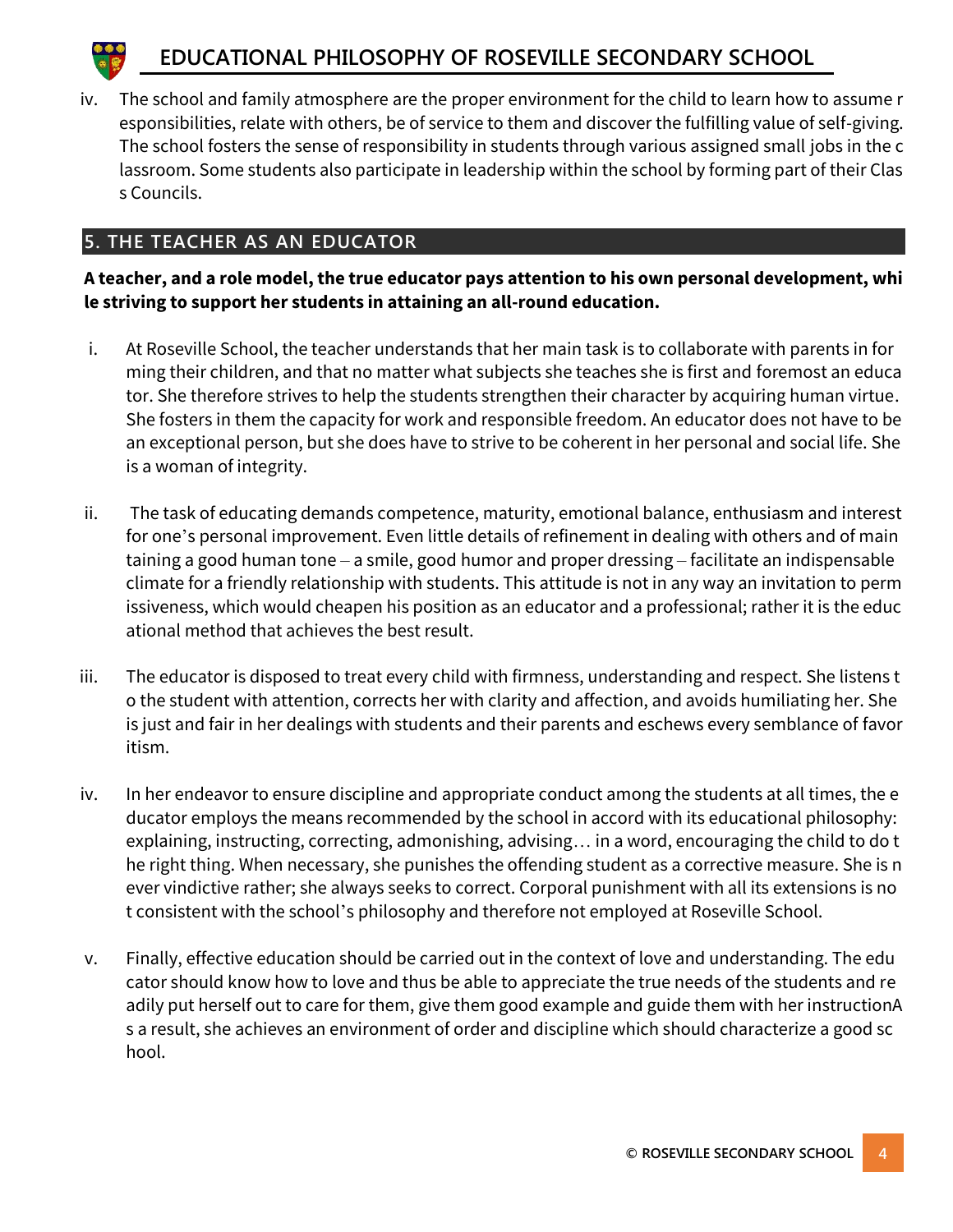iv. The school and family atmosphere are the proper environment for the child to learn how to assume responsibilities, relate with others, be of service to them and discover the fulfilling value of self-giving. The school fosters the sense of responsibility in students through various assigned small jobs in the classroom. Some students also participate in leadership within the school by forming part of their Class Councils.

## 5. THE TEACHER AS AN EDUCATOR

**A teacher, and a role model, the true educator pays attention to his own personal development, while striving to support her students in attaining an all-round education.**

i. At Roseville School, the teacher understands that her main task is to collaborate with parents in forming their children, and that no matter what subjects she teaches she is first and foremost an educator. She therefore strives to help the students strengthen their character by acquiring human virtue. She fosters in them the capacity for work and responsible freedom. An educator does not have to be an exceptional person, but she does have to strive to be coherent in her personal and social life. She is a woman of integrity.

ii. The task of educating demands competence, maturity, emotional balance, enthusiasm and interest for one's personal improvement. Even little details of refinement in dealing with others and of maintaining a good human tone – a smile, good humor and proper dressing – facilitate an indispensable climate for a friendly relationship with students. This attitude is not in any way an invitation to permissiveness, which would cheapen his position as an educator and a professional; rather it is the educational method that achieves the best result.

iii. The educator is disposed to treat every child with firmness, understanding and respect. She listens to the student with attention, corrects her with clarity and affection, and avoids humiliating her. She is just and fair in her dealings with students and their parents and eschews every semblance of favoritism.

iv. In her endeavor to ensure discipline and appropriate conduct among the students at all times, the educator employs the means recommended by the school in accord with its educational philosophy: explaining, instructing, correcting, admonishing, advising… in a word, encouraging the child to do the right thing. When necessary, she punishes the offending student as a corrective measure. She is never vindictive rather; she always seeks to correct. Corporal punishment with all its extensions is not consistent with the school's philosophy and therefore not employed at Roseville School.

v. Finally, effective education should be carried out in the context of love and understanding. The educator should know how to love and thus be able to appreciate the true needs of the students and readily put herself out to care for them, give them good example and guide them with her instructionAs a result, she achieves an environment of order and discipline which should characterize a good school.